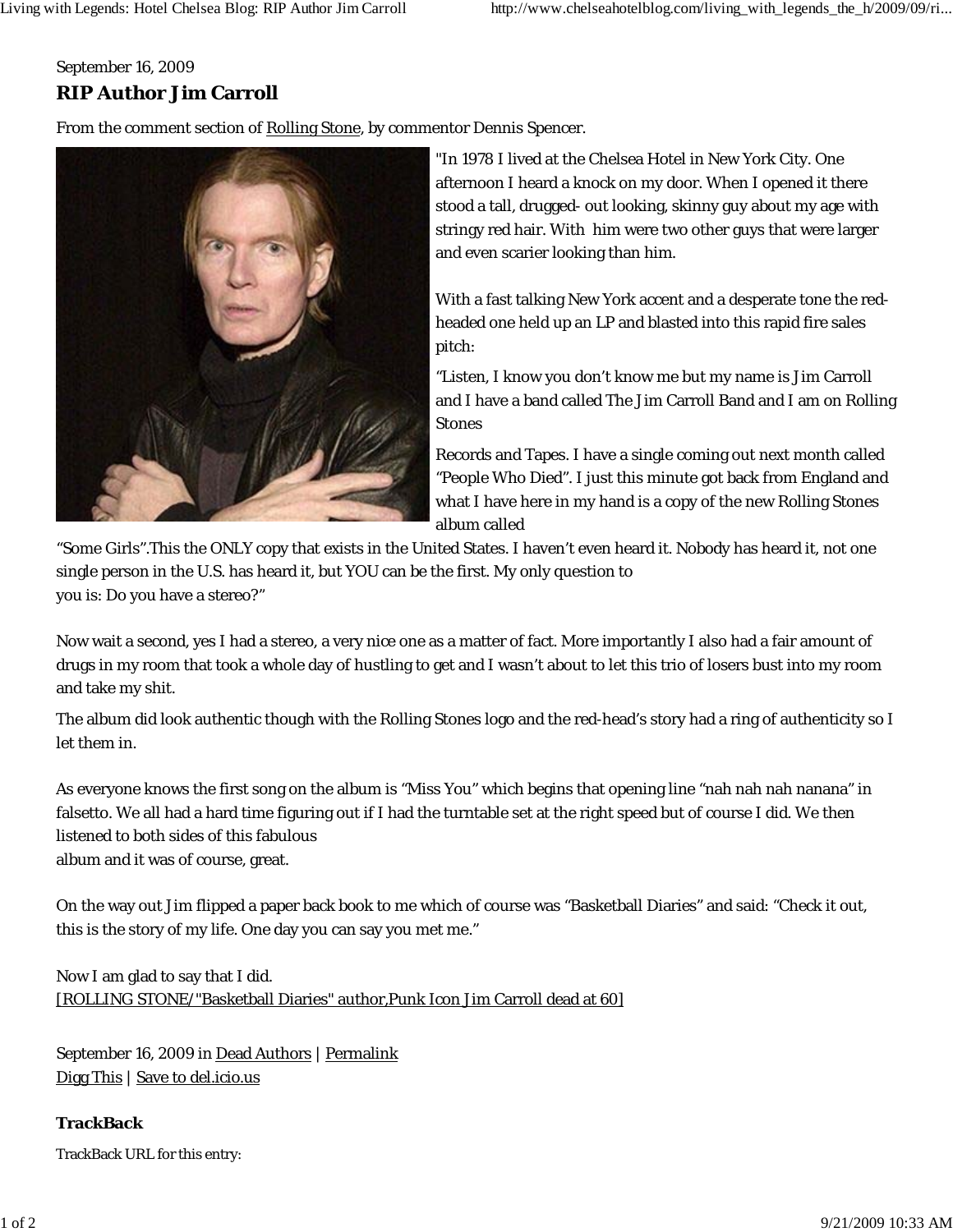September 16, 2009

## RIP Author Jim Carroll

From the comment section of Rolling Stone, by commentor Dennis Spencer.

"In 1978 I lived at the Chelsea Hotel in New York City. One afternoon I heard a knock on my door. When I opened it there stood a tall, drugged- out looking, skinny guy about my age with stringy red hair. With him were two other guys that were larger and even scarier looking than him.

With a fast talking New York accent and a desperate tone the red-headed one held up an LP and blasted into this rapid fire sales pitch:

“Listen, I know you don’t know me but my name is Jim Carroll and I have a band called The Jim Carroll Band and I am on Rolling Stones

Records and Tapes. I have a single coming out next month called “People Who Died”. I just this minute got back from England and what I have here in my hand is a copy of the new Rolling Stones album called

“Some Girls”.This the ONLY copy that exists in the United States. I haven’t even heard it. Nobody has heard it, not one single person in the U.S. has heard it, but YOU can be the first. My only question to you is: Do you have a stereo?”

Now wait a second, yes I had a stereo, a very nice one as a matter of fact. More importantly I also had a fair amount of drugs in my room that took a whole day of hustling to get and I wasn’t about to let this trio of losers bust into my room and take my shit.

The album did look authentic though with the Rolling Stones logo and the red-head’s story had a ring of authenticity so I let them in.

As everyone knows the first song on the album is “Miss You” which begins that opening line “nah nah nah nanana” in falsetto. We all had a hard time figuring out if I had the turntable set at the right speed but of course I did. We then listened to both sides of this fabulous album and it was of course, great.

On the way out Jim flipped a paper back book to me which of course was “Basketball Diaries” and said: “Check it out, this is the story of my life. One day you can say you met me.”

Now I am glad to say that I did.
[ROLLING STONE/"Basketball Diaries" author,Punk Icon Jim Carroll dead at 60]

September 16, 2009 in Dead Authors | Permalink
Digg This | Save to del.icio.us

### TrackBack

TrackBack URL for this entry: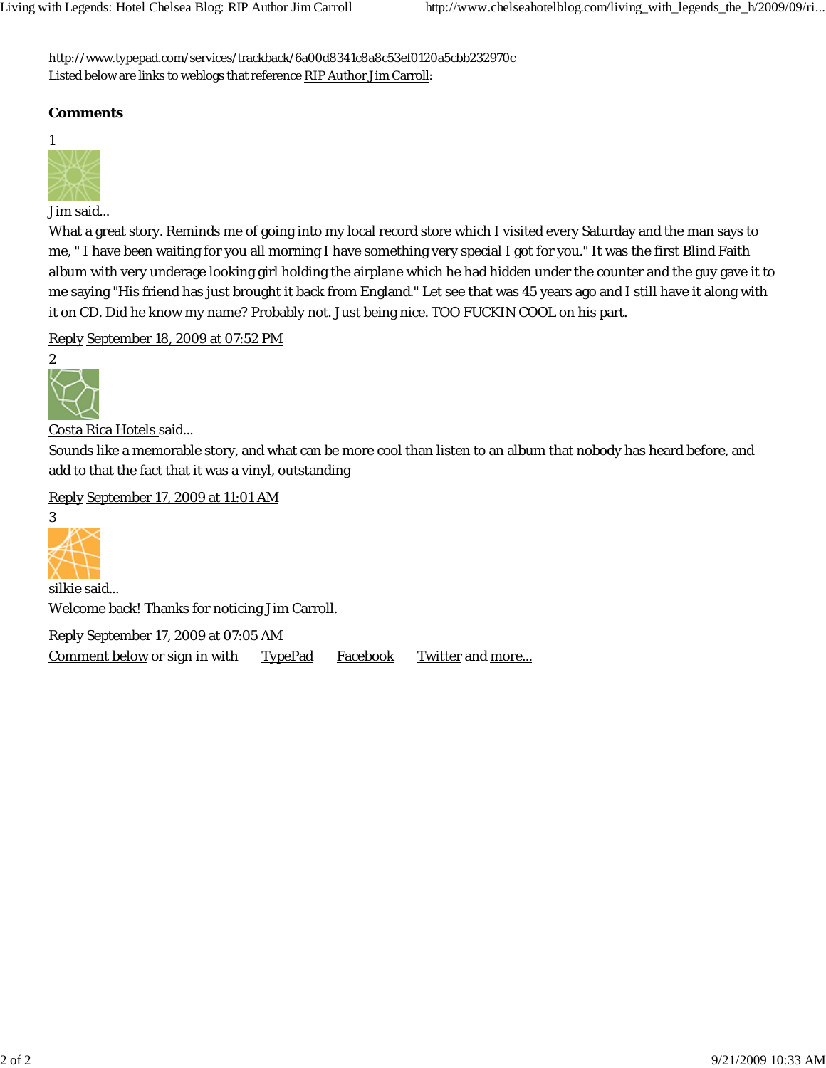http://www.typepad.com/services/trackback/6a00d8341c8a8c53ef0120a5cbb232970c
Listed below are links to weblogs that reference RIP Author Jim Carroll:

**Comments**

1

Jim said...

What a great story. Reminds me of going into my local record store which I visited every Saturday and the man says to me, " I have been waiting for you all morning I have something very special I got for you." It was the first Blind Faith album with very underage looking girl holding the airplane which he had hidden under the counter and the guy gave it to me saying "His friend has just brought it back from England." Let see that was 45 years ago and I still have it along with it on CD. Did he know my name? Probably not. Just being nice. TOO FUCKIN COOL on his part.

Reply September 18, 2009 at 07:52 PM

2

Costa Rica Hotels said...

Sounds like a memorable story, and what can be more cool than listen to an album that nobody has heard before, and add to that the fact that it was a vinyl, outstanding

Reply September 17, 2009 at 11:01 AM

3

silkie said...

Welcome back! Thanks for noticing Jim Carroll.

Reply September 17, 2009 at 07:05 AM

Comment below or sign in with TypePad Facebook Twitter and more...